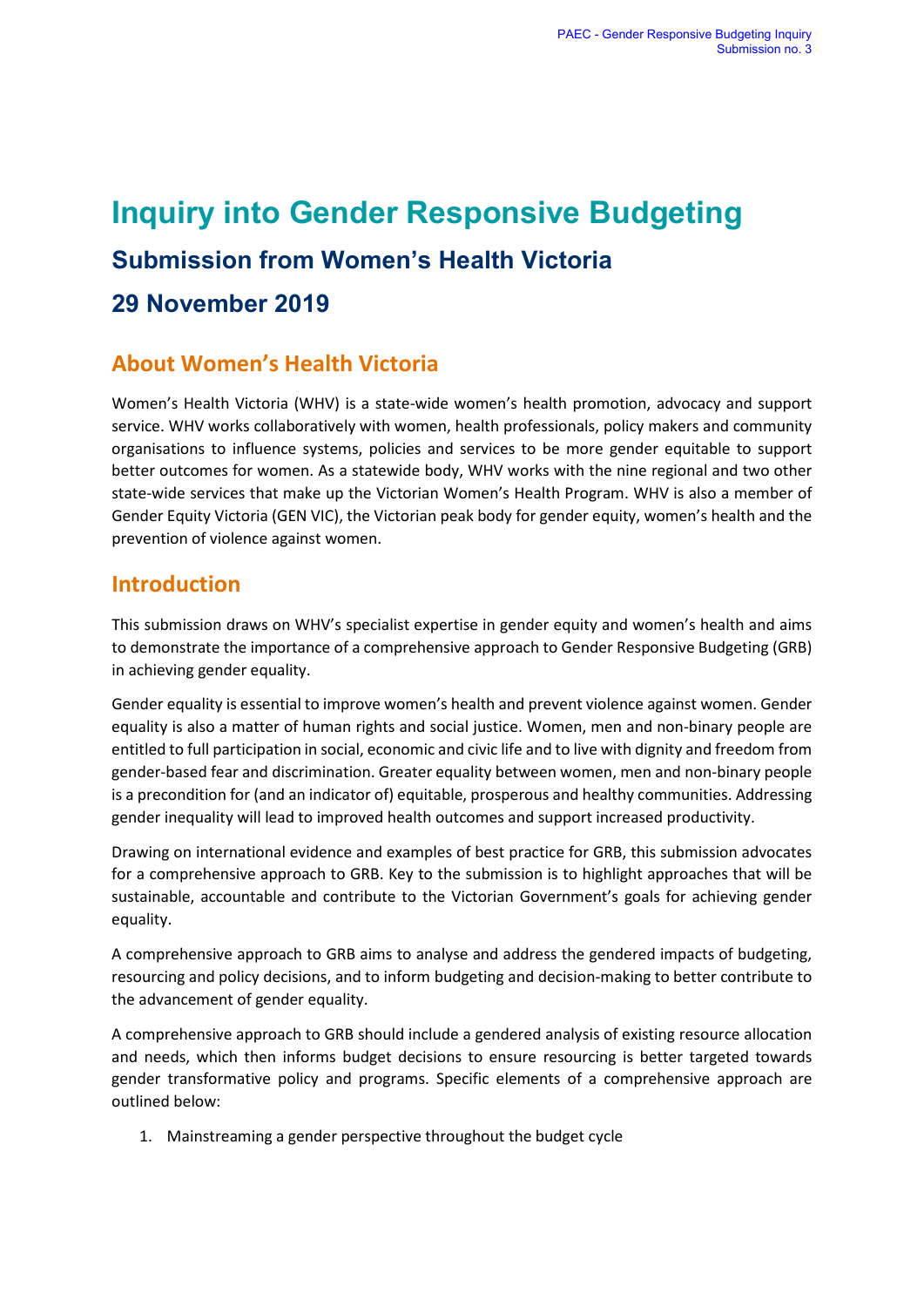# Inquiry into Gender Responsive Budgeting

## Submission from Women's Health Victoria

## 29 November 2019

### About Women's Health Victoria

Women's Health Victoria (WHV) is a state-wide women's health promotion, advocacy and support service. WHV works collaboratively with women, health professionals, policy makers and community organisations to influence systems, policies and services to be more gender equitable to support better outcomes for women. As a statewide body, WHV works with the nine regional and two other state-wide services that make up the Victorian Women's Health Program. WHV is also a member of Gender Equity Victoria (GEN VIC), the Victorian peak body for gender equity, women's health and the prevention of violence against women.

### Introduction

This submission draws on WHV's specialist expertise in gender equity and women's health and aims to demonstrate the importance of a comprehensive approach to Gender Responsive Budgeting (GRB) in achieving gender equality.

Gender equality is essential to improve women's health and prevent violence against women. Gender equality is also a matter of human rights and social justice. Women, men and non-binary people are entitled to full participation in social, economic and civic life and to live with dignity and freedom from gender-based fear and discrimination. Greater equality between women, men and non-binary people is a precondition for (and an indicator of) equitable, prosperous and healthy communities. Addressing gender inequality will lead to improved health outcomes and support increased productivity.

Drawing on international evidence and examples of best practice for GRB, this submission advocates for a comprehensive approach to GRB. Key to the submission is to highlight approaches that will be sustainable, accountable and contribute to the Victorian Government's goals for achieving gender equality.

A comprehensive approach to GRB aims to analyse and address the gendered impacts of budgeting, resourcing and policy decisions, and to inform budgeting and decision-making to better contribute to the advancement of gender equality.

A comprehensive approach to GRB should include a gendered analysis of existing resource allocation and needs, which then informs budget decisions to ensure resourcing is better targeted towards gender transformative policy and programs. Specific elements of a comprehensive approach are outlined below:

1. Mainstreaming a gender perspective throughout the budget cycle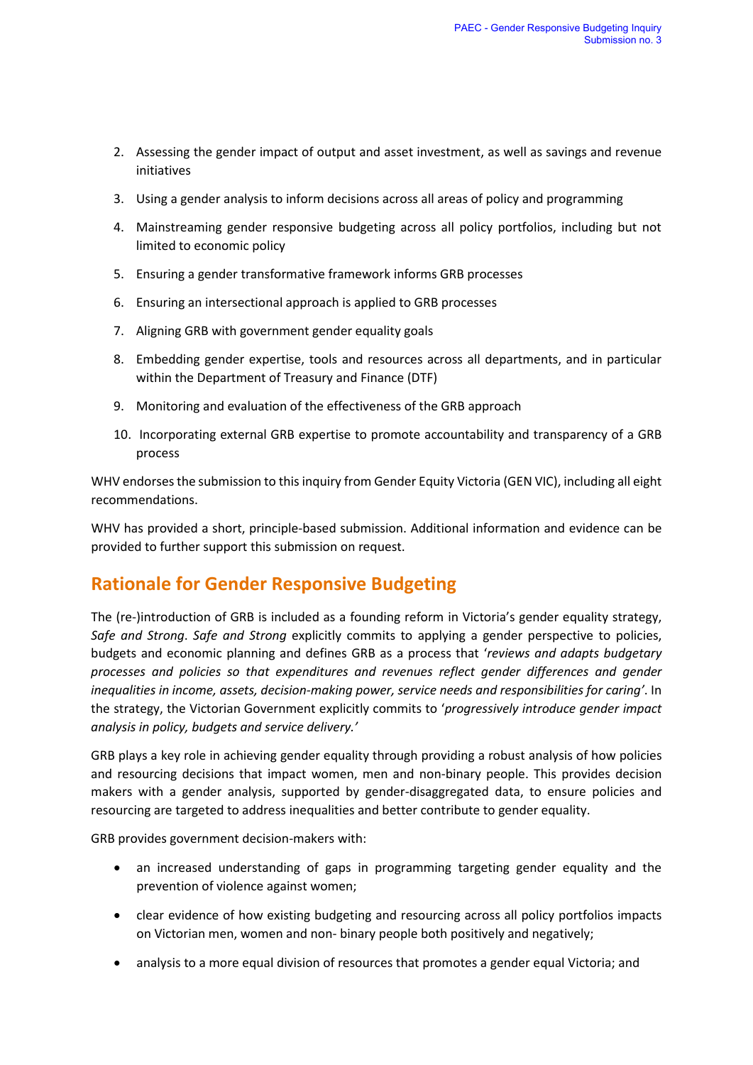2. Assessing the gender impact of output and asset investment, as well as savings and revenue initiatives
3. Using a gender analysis to inform decisions across all areas of policy and programming
4. Mainstreaming gender responsive budgeting across all policy portfolios, including but not limited to economic policy
5. Ensuring a gender transformative framework informs GRB processes
6. Ensuring an intersectional approach is applied to GRB processes
7. Aligning GRB with government gender equality goals
8. Embedding gender expertise, tools and resources across all departments, and in particular within the Department of Treasury and Finance (DTF)
9. Monitoring and evaluation of the effectiveness of the GRB approach
10. Incorporating external GRB expertise to promote accountability and transparency of a GRB process

WHV endorses the submission to this inquiry from Gender Equity Victoria (GEN VIC), including all eight recommendations.

WHV has provided a short, principle-based submission. Additional information and evidence can be provided to further support this submission on request.

## Rationale for Gender Responsive Budgeting

The (re-)introduction of GRB is included as a founding reform in Victoria's gender equality strategy, *Safe and Strong*. *Safe and Strong* explicitly commits to applying a gender perspective to policies, budgets and economic planning and defines GRB as a process that '*reviews and adapts budgetary processes and policies so that expenditures and revenues reflect gender differences and gender inequalities in income, assets, decision-making power, service needs and responsibilities for caring'*. In the strategy, the Victorian Government explicitly commits to '*progressively introduce gender impact analysis in policy, budgets and service delivery.'*

GRB plays a key role in achieving gender equality through providing a robust analysis of how policies and resourcing decisions that impact women, men and non-binary people. This provides decision makers with a gender analysis, supported by gender-disaggregated data, to ensure policies and resourcing are targeted to address inequalities and better contribute to gender equality.

GRB provides government decision-makers with:

- an increased understanding of gaps in programming targeting gender equality and the prevention of violence against women;
- clear evidence of how existing budgeting and resourcing across all policy portfolios impacts on Victorian men, women and non- binary people both positively and negatively;
- analysis to a more equal division of resources that promotes a gender equal Victoria; and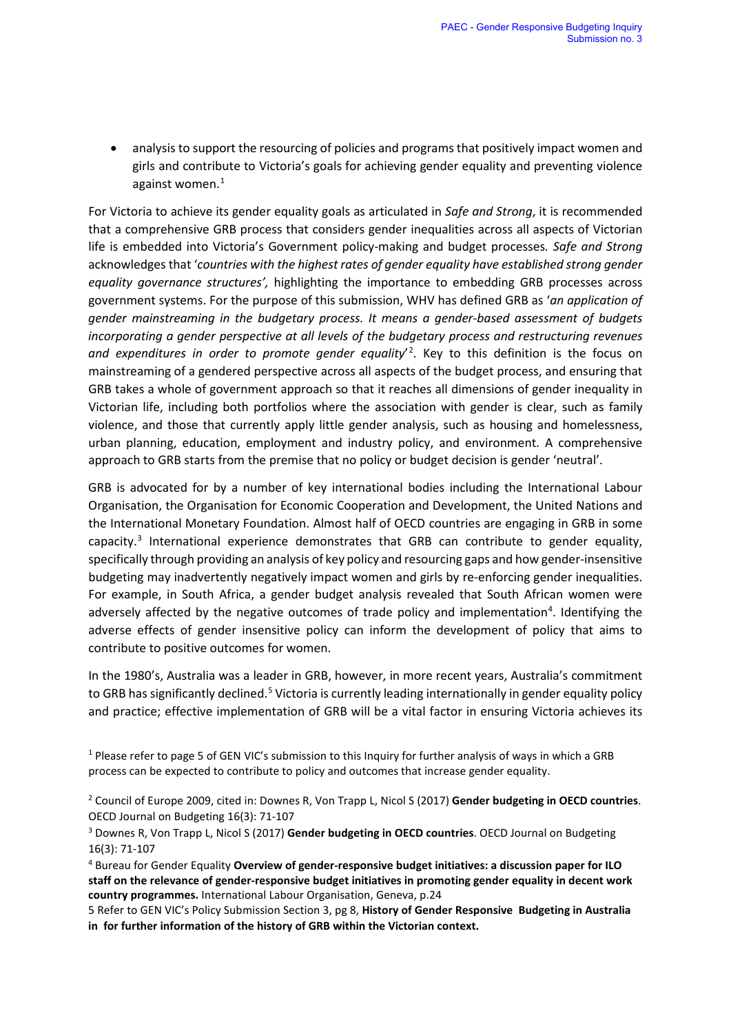- analysis to support the resourcing of policies and programs that positively impact women and girls and contribute to Victoria's goals for achieving gender equality and preventing violence against women.[1]

For Victoria to achieve its gender equality goals as articulated in *Safe and Strong*, it is recommended that a comprehensive GRB process that considers gender inequalities across all aspects of Victorian life is embedded into Victoria's Government policy-making and budget processes. *Safe and Strong* acknowledges that '*countries with the highest rates of gender equality have established strong gender equality governance structures',* highlighting the importance to embedding GRB processes across government systems. For the purpose of this submission, WHV has defined GRB as '*an application of gender mainstreaming in the budgetary process. It means a gender-based assessment of budgets incorporating a gender perspective at all levels of the budgetary process and restructuring revenues and expenditures in order to promote gender equality*'[2]. Key to this definition is the focus on mainstreaming of a gendered perspective across all aspects of the budget process, and ensuring that GRB takes a whole of government approach so that it reaches all dimensions of gender inequality in Victorian life, including both portfolios where the association with gender is clear, such as family violence, and those that currently apply little gender analysis, such as housing and homelessness, urban planning, education, employment and industry policy, and environment. A comprehensive approach to GRB starts from the premise that no policy or budget decision is gender 'neutral'.

GRB is advocated for by a number of key international bodies including the International Labour Organisation, the Organisation for Economic Cooperation and Development, the United Nations and the International Monetary Foundation. Almost half of OECD countries are engaging in GRB in some capacity.[3] International experience demonstrates that GRB can contribute to gender equality, specifically through providing an analysis of key policy and resourcing gaps and how gender-insensitive budgeting may inadvertently negatively impact women and girls by re-enforcing gender inequalities. For example, in South Africa, a gender budget analysis revealed that South African women were adversely affected by the negative outcomes of trade policy and implementation[4]. Identifying the adverse effects of gender insensitive policy can inform the development of policy that aims to contribute to positive outcomes for women.

In the 1980's, Australia was a leader in GRB, however, in more recent years, Australia's commitment to GRB has significantly declined.[5] Victoria is currently leading internationally in gender equality policy and practice; effective implementation of GRB will be a vital factor in ensuring Victoria achieves its

[1] Please refer to page 5 of GEN VIC's submission to this Inquiry for further analysis of ways in which a GRB process can be expected to contribute to policy and outcomes that increase gender equality.

[2] Council of Europe 2009, cited in: Downes R, Von Trapp L, Nicol S (2017) **Gender budgeting in OECD countries**. OECD Journal on Budgeting 16(3): 71-107

[3] Downes R, Von Trapp L, Nicol S (2017) **Gender budgeting in OECD countries**. OECD Journal on Budgeting 16(3): 71-107

[4] Bureau for Gender Equality **Overview of gender-responsive budget initiatives: a discussion paper for ILO staff on the relevance of gender-responsive budget initiatives in promoting gender equality in decent work country programmes.** International Labour Organisation, Geneva, p.24

5 Refer to GEN VIC's Policy Submission Section 3, pg 8, **History of Gender Responsive Budgeting in Australia in for further information of the history of GRB within the Victorian context.**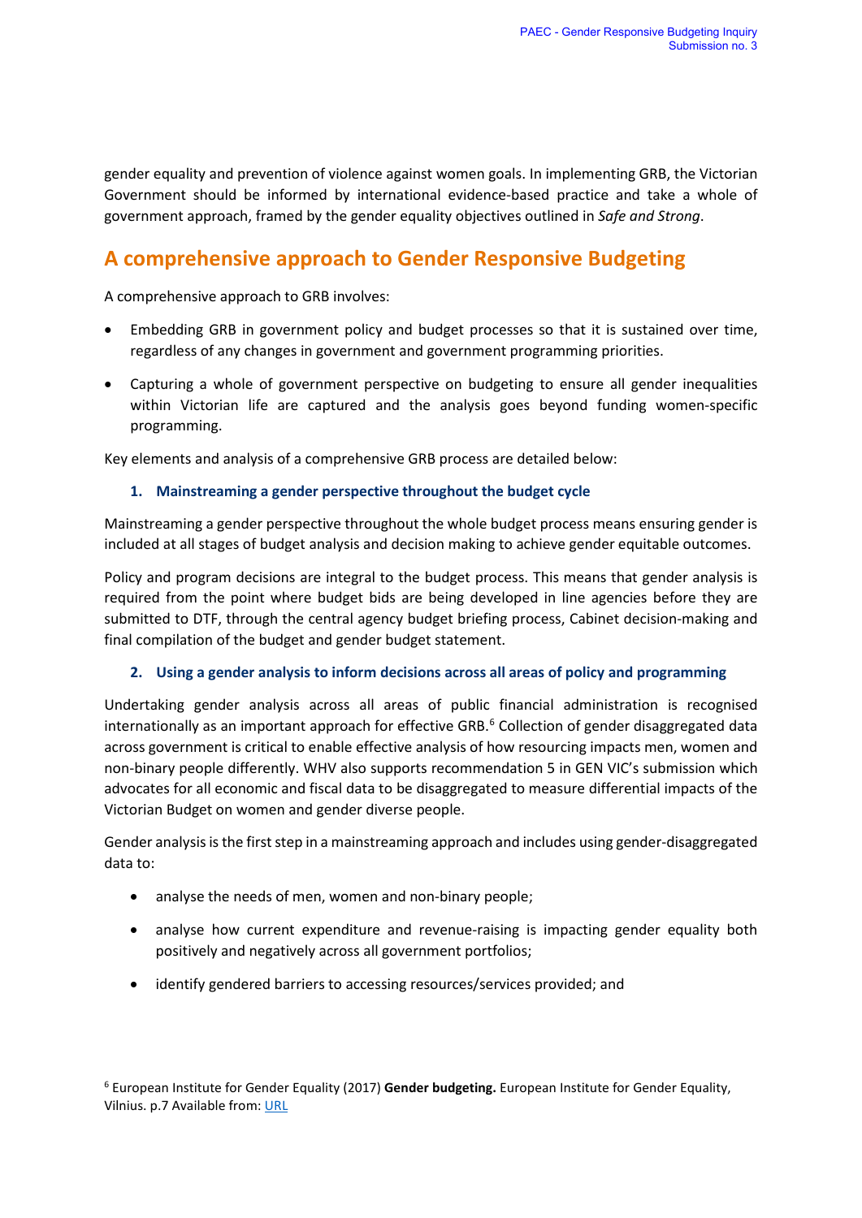gender equality and prevention of violence against women goals. In implementing GRB, the Victorian Government should be informed by international evidence-based practice and take a whole of government approach, framed by the gender equality objectives outlined in *Safe and Strong*.

## A comprehensive approach to Gender Responsive Budgeting

A comprehensive approach to GRB involves:

- Embedding GRB in government policy and budget processes so that it is sustained over time, regardless of any changes in government and government programming priorities.
- Capturing a whole of government perspective on budgeting to ensure all gender inequalities within Victorian life are captured and the analysis goes beyond funding women-specific programming.

Key elements and analysis of a comprehensive GRB process are detailed below:

### 1. Mainstreaming a gender perspective throughout the budget cycle

Mainstreaming a gender perspective throughout the whole budget process means ensuring gender is included at all stages of budget analysis and decision making to achieve gender equitable outcomes.

Policy and program decisions are integral to the budget process. This means that gender analysis is required from the point where budget bids are being developed in line agencies before they are submitted to DTF, through the central agency budget briefing process, Cabinet decision-making and final compilation of the budget and gender budget statement.

### 2. Using a gender analysis to inform decisions across all areas of policy and programming

Undertaking gender analysis across all areas of public financial administration is recognised internationally as an important approach for effective GRB.[6] Collection of gender disaggregated data across government is critical to enable effective analysis of how resourcing impacts men, women and non-binary people differently. WHV also supports recommendation 5 in GEN VIC's submission which advocates for all economic and fiscal data to be disaggregated to measure differential impacts of the Victorian Budget on women and gender diverse people.

Gender analysis is the first step in a mainstreaming approach and includes using gender-disaggregated data to:

- analyse the needs of men, women and non-binary people;
- analyse how current expenditure and revenue-raising is impacting gender equality both positively and negatively across all government portfolios;
- identify gendered barriers to accessing resources/services provided; and

[6] European Institute for Gender Equality (2017) **Gender budgeting.** European Institute for Gender Equality, Vilnius. p.7 Available from: URL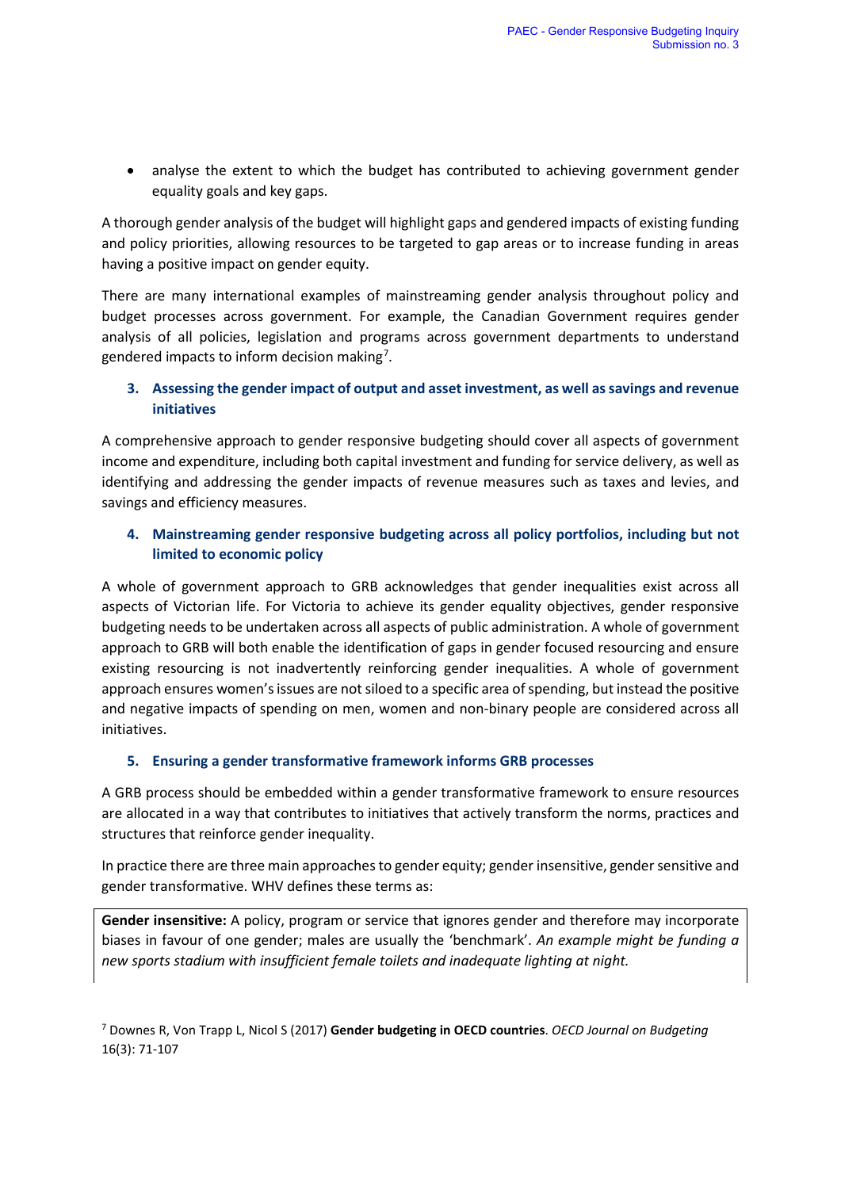- analyse the extent to which the budget has contributed to achieving government gender equality goals and key gaps.

A thorough gender analysis of the budget will highlight gaps and gendered impacts of existing funding and policy priorities, allowing resources to be targeted to gap areas or to increase funding in areas having a positive impact on gender equity.

There are many international examples of mainstreaming gender analysis throughout policy and budget processes across government. For example, the Canadian Government requires gender analysis of all policies, legislation and programs across government departments to understand gendered impacts to inform decision making[7].

### 3. Assessing the gender impact of output and asset investment, as well as savings and revenue initiatives

A comprehensive approach to gender responsive budgeting should cover all aspects of government income and expenditure, including both capital investment and funding for service delivery, as well as identifying and addressing the gender impacts of revenue measures such as taxes and levies, and savings and efficiency measures.

### 4. Mainstreaming gender responsive budgeting across all policy portfolios, including but not limited to economic policy

A whole of government approach to GRB acknowledges that gender inequalities exist across all aspects of Victorian life. For Victoria to achieve its gender equality objectives, gender responsive budgeting needs to be undertaken across all aspects of public administration. A whole of government approach to GRB will both enable the identification of gaps in gender focused resourcing and ensure existing resourcing is not inadvertently reinforcing gender inequalities. A whole of government approach ensures women's issues are not siloed to a specific area of spending, but instead the positive and negative impacts of spending on men, women and non-binary people are considered across all initiatives.

### 5. Ensuring a gender transformative framework informs GRB processes

A GRB process should be embedded within a gender transformative framework to ensure resources are allocated in a way that contributes to initiatives that actively transform the norms, practices and structures that reinforce gender inequality.

In practice there are three main approaches to gender equity; gender insensitive, gender sensitive and gender transformative. WHV defines these terms as:

**Gender insensitive:** A policy, program or service that ignores gender and therefore may incorporate biases in favour of one gender; males are usually the 'benchmark'. *An example might be funding a new sports stadium with insufficient female toilets and inadequate lighting at night.*

[7] Downes R, Von Trapp L, Nicol S (2017) **Gender budgeting in OECD countries**. *OECD Journal on Budgeting* 16(3): 71-107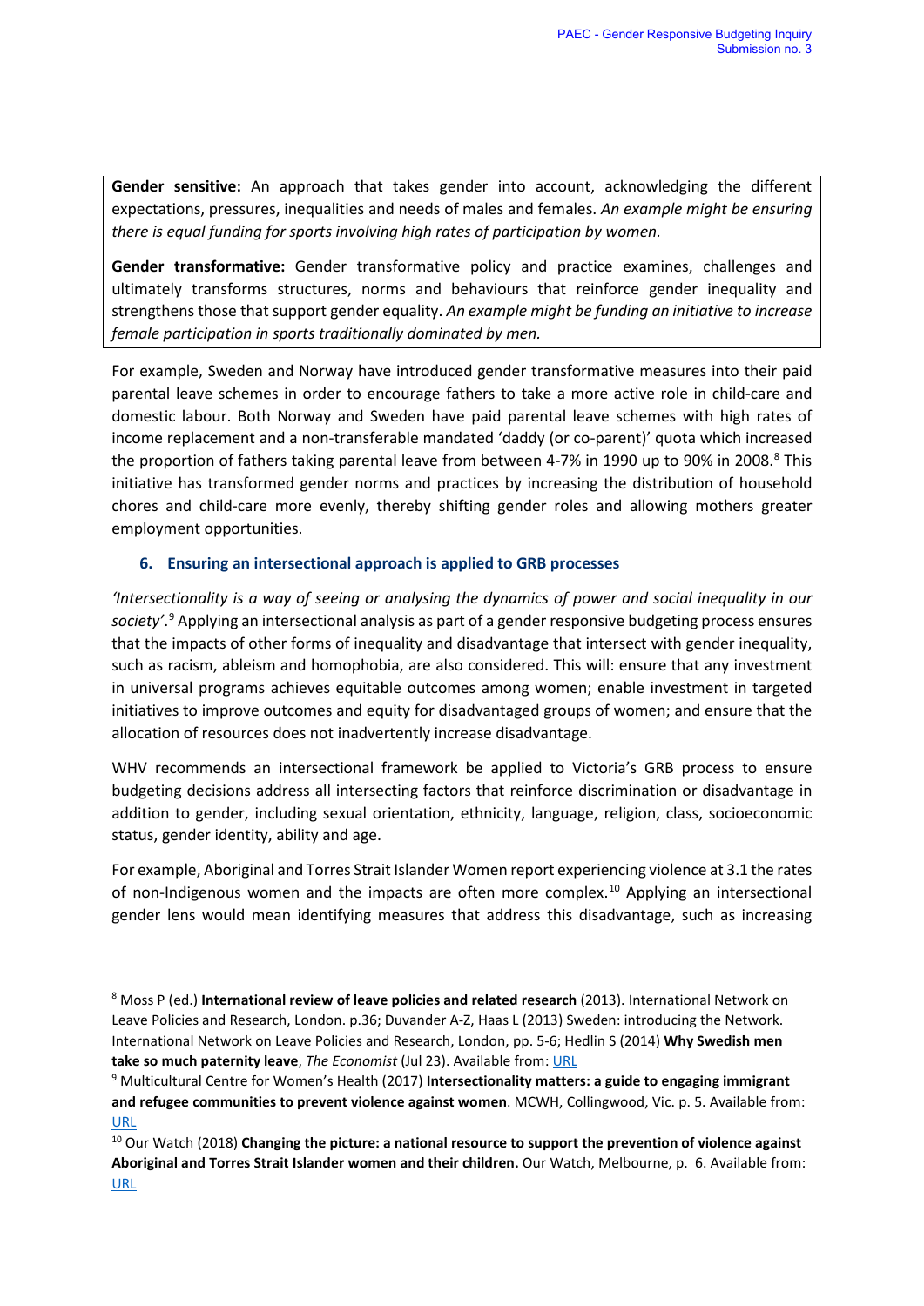**Gender sensitive:** An approach that takes gender into account, acknowledging the different expectations, pressures, inequalities and needs of males and females. *An example might be ensuring there is equal funding for sports involving high rates of participation by women.*

**Gender transformative:** Gender transformative policy and practice examines, challenges and ultimately transforms structures, norms and behaviours that reinforce gender inequality and strengthens those that support gender equality. *An example might be funding an initiative to increase female participation in sports traditionally dominated by men.*

For example, Sweden and Norway have introduced gender transformative measures into their paid parental leave schemes in order to encourage fathers to take a more active role in child-care and domestic labour. Both Norway and Sweden have paid parental leave schemes with high rates of income replacement and a non-transferable mandated 'daddy (or co-parent)' quota which increased the proportion of fathers taking parental leave from between 4-7% in 1990 up to 90% in 2008.[8] This initiative has transformed gender norms and practices by increasing the distribution of household chores and child-care more evenly, thereby shifting gender roles and allowing mothers greater employment opportunities.

### 6. Ensuring an intersectional approach is applied to GRB processes

*'Intersectionality is a way of seeing or analysing the dynamics of power and social inequality in our society'*.[9] Applying an intersectional analysis as part of a gender responsive budgeting process ensures that the impacts of other forms of inequality and disadvantage that intersect with gender inequality, such as racism, ableism and homophobia, are also considered. This will: ensure that any investment in universal programs achieves equitable outcomes among women; enable investment in targeted initiatives to improve outcomes and equity for disadvantaged groups of women; and ensure that the allocation of resources does not inadvertently increase disadvantage.

WHV recommends an intersectional framework be applied to Victoria's GRB process to ensure budgeting decisions address all intersecting factors that reinforce discrimination or disadvantage in addition to gender, including sexual orientation, ethnicity, language, religion, class, socioeconomic status, gender identity, ability and age.

For example, Aboriginal and Torres Strait Islander Women report experiencing violence at 3.1 the rates of non-Indigenous women and the impacts are often more complex.[10] Applying an intersectional gender lens would mean identifying measures that address this disadvantage, such as increasing

---

[8] Moss P (ed.) **International review of leave policies and related research** (2013). International Network on Leave Policies and Research, London. p.36; Duvander A-Z, Haas L (2013) Sweden: introducing the Network. International Network on Leave Policies and Research, London, pp. 5-6; Hedlin S (2014) **Why Swedish men take so much paternity leave**, *The Economist* (Jul 23). Available from: URL

[9] Multicultural Centre for Women's Health (2017) **Intersectionality matters: a guide to engaging immigrant and refugee communities to prevent violence against women**. MCWH, Collingwood, Vic. p. 5. Available from: URL

[10] Our Watch (2018) **Changing the picture: a national resource to support the prevention of violence against Aboriginal and Torres Strait Islander women and their children.** Our Watch, Melbourne, p. 6. Available from: URL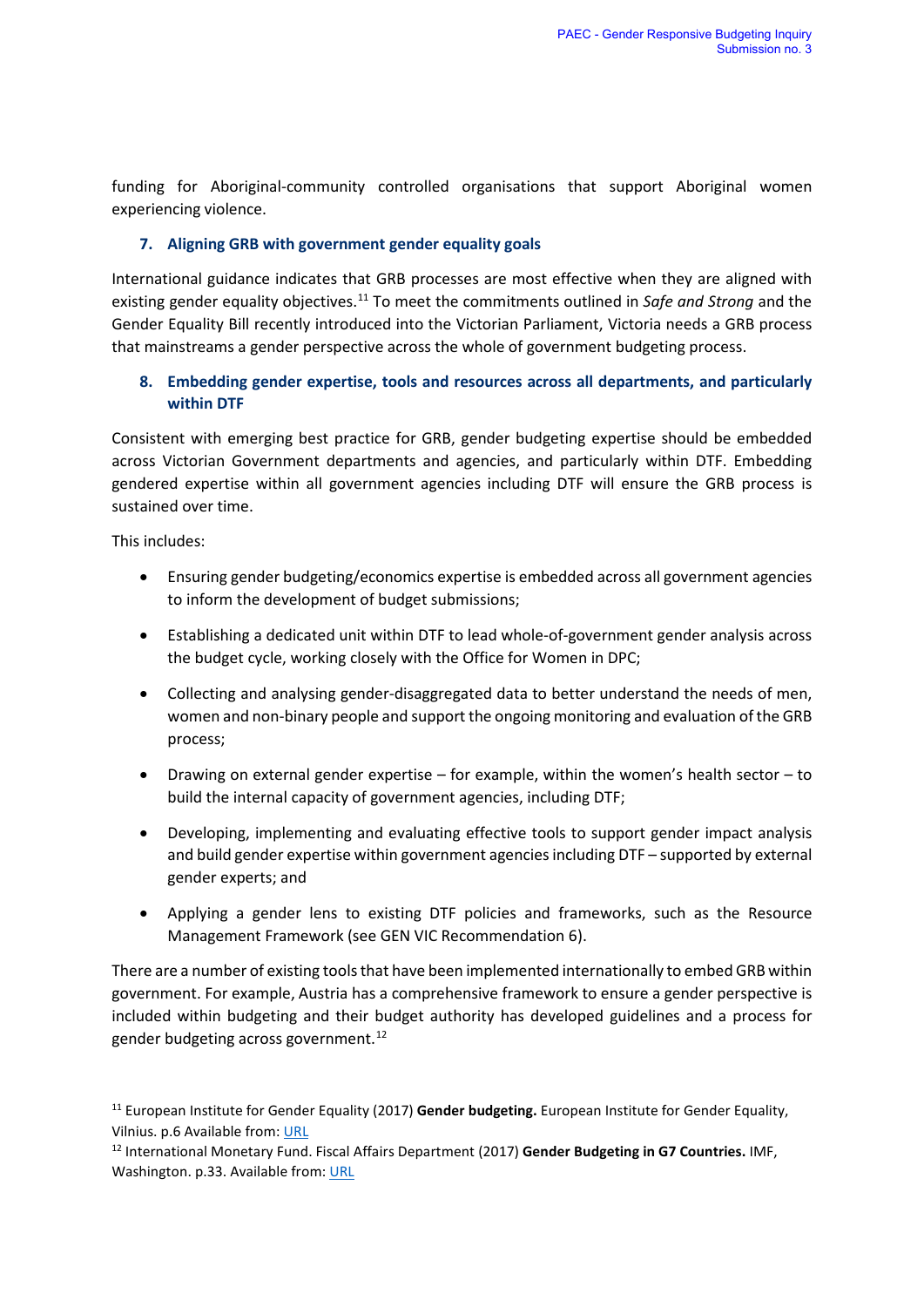funding for Aboriginal-community controlled organisations that support Aboriginal women experiencing violence.

### 7. Aligning GRB with government gender equality goals

International guidance indicates that GRB processes are most effective when they are aligned with existing gender equality objectives.[11] To meet the commitments outlined in *Safe and Strong* and the Gender Equality Bill recently introduced into the Victorian Parliament, Victoria needs a GRB process that mainstreams a gender perspective across the whole of government budgeting process.

### 8. Embedding gender expertise, tools and resources across all departments, and particularly within DTF

Consistent with emerging best practice for GRB, gender budgeting expertise should be embedded across Victorian Government departments and agencies, and particularly within DTF. Embedding gendered expertise within all government agencies including DTF will ensure the GRB process is sustained over time.

This includes:

- Ensuring gender budgeting/economics expertise is embedded across all government agencies to inform the development of budget submissions;
- Establishing a dedicated unit within DTF to lead whole-of-government gender analysis across the budget cycle, working closely with the Office for Women in DPC;
- Collecting and analysing gender-disaggregated data to better understand the needs of men, women and non-binary people and support the ongoing monitoring and evaluation of the GRB process;
- Drawing on external gender expertise – for example, within the women's health sector – to build the internal capacity of government agencies, including DTF;
- Developing, implementing and evaluating effective tools to support gender impact analysis and build gender expertise within government agencies including DTF – supported by external gender experts; and
- Applying a gender lens to existing DTF policies and frameworks, such as the Resource Management Framework (see GEN VIC Recommendation 6).

There are a number of existing tools that have been implemented internationally to embed GRB within government. For example, Austria has a comprehensive framework to ensure a gender perspective is included within budgeting and their budget authority has developed guidelines and a process for gender budgeting across government.[12]

---

[11] European Institute for Gender Equality (2017) **Gender budgeting.** European Institute for Gender Equality, Vilnius. p.6 Available from: URL

[12] International Monetary Fund. Fiscal Affairs Department (2017) **Gender Budgeting in G7 Countries.** IMF, Washington. p.33. Available from: URL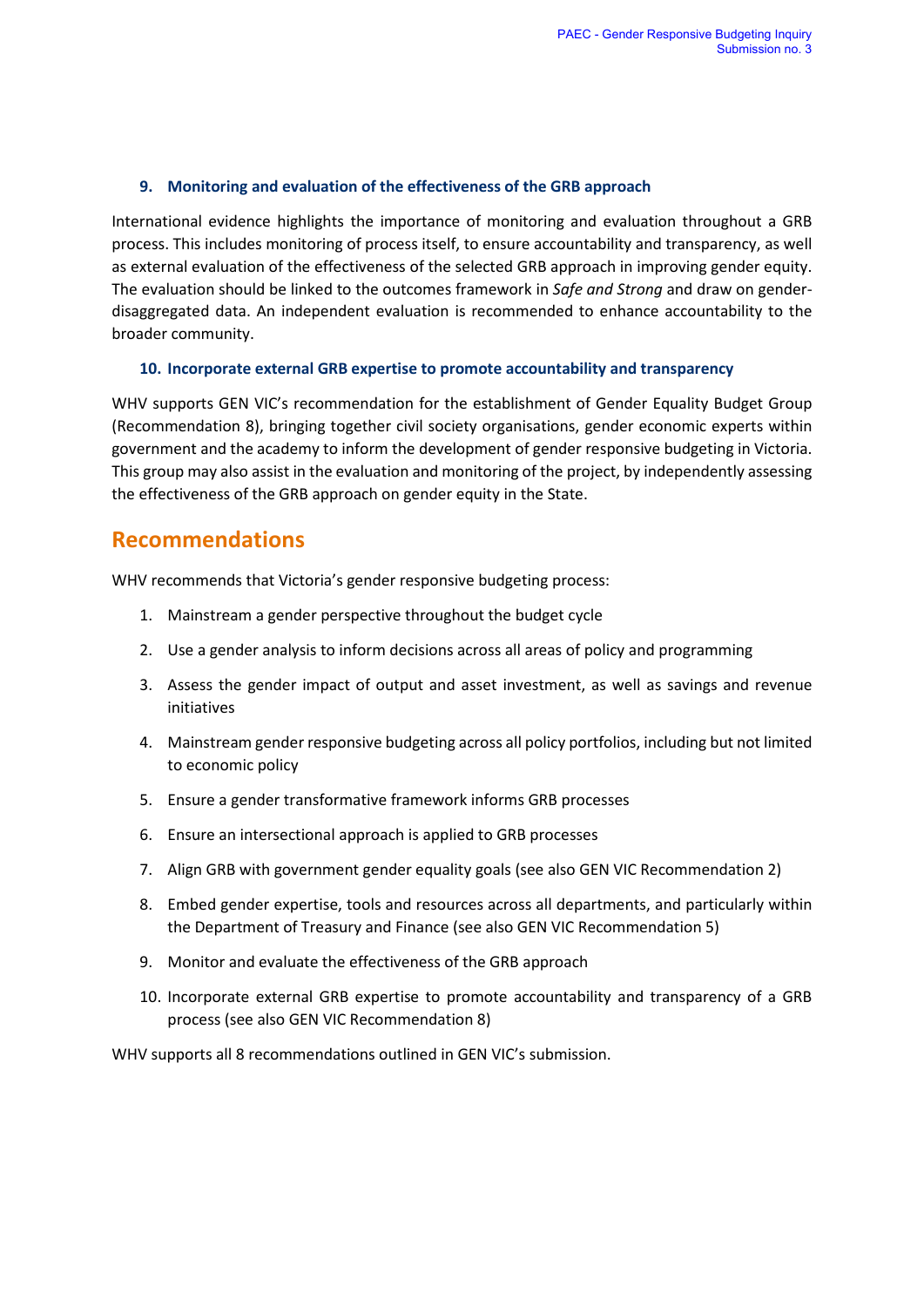### 9. Monitoring and evaluation of the effectiveness of the GRB approach

International evidence highlights the importance of monitoring and evaluation throughout a GRB process. This includes monitoring of process itself, to ensure accountability and transparency, as well as external evaluation of the effectiveness of the selected GRB approach in improving gender equity. The evaluation should be linked to the outcomes framework in *Safe and Strong* and draw on gender-disaggregated data. An independent evaluation is recommended to enhance accountability to the broader community.

### 10. Incorporate external GRB expertise to promote accountability and transparency

WHV supports GEN VIC's recommendation for the establishment of Gender Equality Budget Group (Recommendation 8), bringing together civil society organisations, gender economic experts within government and the academy to inform the development of gender responsive budgeting in Victoria. This group may also assist in the evaluation and monitoring of the project, by independently assessing the effectiveness of the GRB approach on gender equity in the State.

## Recommendations

WHV recommends that Victoria's gender responsive budgeting process:

1. Mainstream a gender perspective throughout the budget cycle
2. Use a gender analysis to inform decisions across all areas of policy and programming
3. Assess the gender impact of output and asset investment, as well as savings and revenue initiatives
4. Mainstream gender responsive budgeting across all policy portfolios, including but not limited to economic policy
5. Ensure a gender transformative framework informs GRB processes
6. Ensure an intersectional approach is applied to GRB processes
7. Align GRB with government gender equality goals (see also GEN VIC Recommendation 2)
8. Embed gender expertise, tools and resources across all departments, and particularly within the Department of Treasury and Finance (see also GEN VIC Recommendation 5)
9. Monitor and evaluate the effectiveness of the GRB approach
10. Incorporate external GRB expertise to promote accountability and transparency of a GRB process (see also GEN VIC Recommendation 8)

WHV supports all 8 recommendations outlined in GEN VIC's submission.